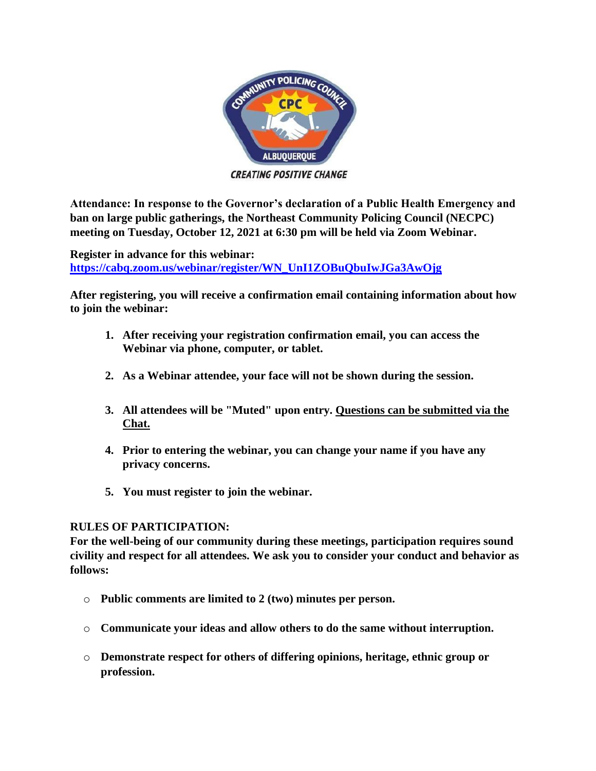CREATING POSITIVE CHANGE

**Attendance: In response to the Governor's declaration of a Public Health Emergency and ban on large public gatherings, the Northeast Community Policing Council (NECPC) meeting on Tuesday, October 12, 2021 at 6:30 pm will be held via Zoom Webinar.**

**Register in advance for this webinar:**
**https://cabq.zoom.us/webinar/register/WN_UnI1ZOBuQbuIwJGa3AwOjg**

**After registering, you will receive a confirmation email containing information about how to join the webinar:**

1. **After receiving your registration confirmation email, you can access the Webinar via phone, computer, or tablet.**
2. **As a Webinar attendee, your face will not be shown during the session.**
3. **All attendees will be "Muted" upon entry. Questions can be submitted via the Chat.**
4. **Prior to entering the webinar, you can change your name if you have any privacy concerns.**
5. **You must register to join the webinar.**

**RULES OF PARTICIPATION:**
**For the well-being of our community during these meetings, participation requires sound civility and respect for all attendees. We ask you to consider your conduct and behavior as follows:**

- **Public comments are limited to 2 (two) minutes per person.**
- **Communicate your ideas and allow others to do the same without interruption.**
- **Demonstrate respect for others of differing opinions, heritage, ethnic group or profession.**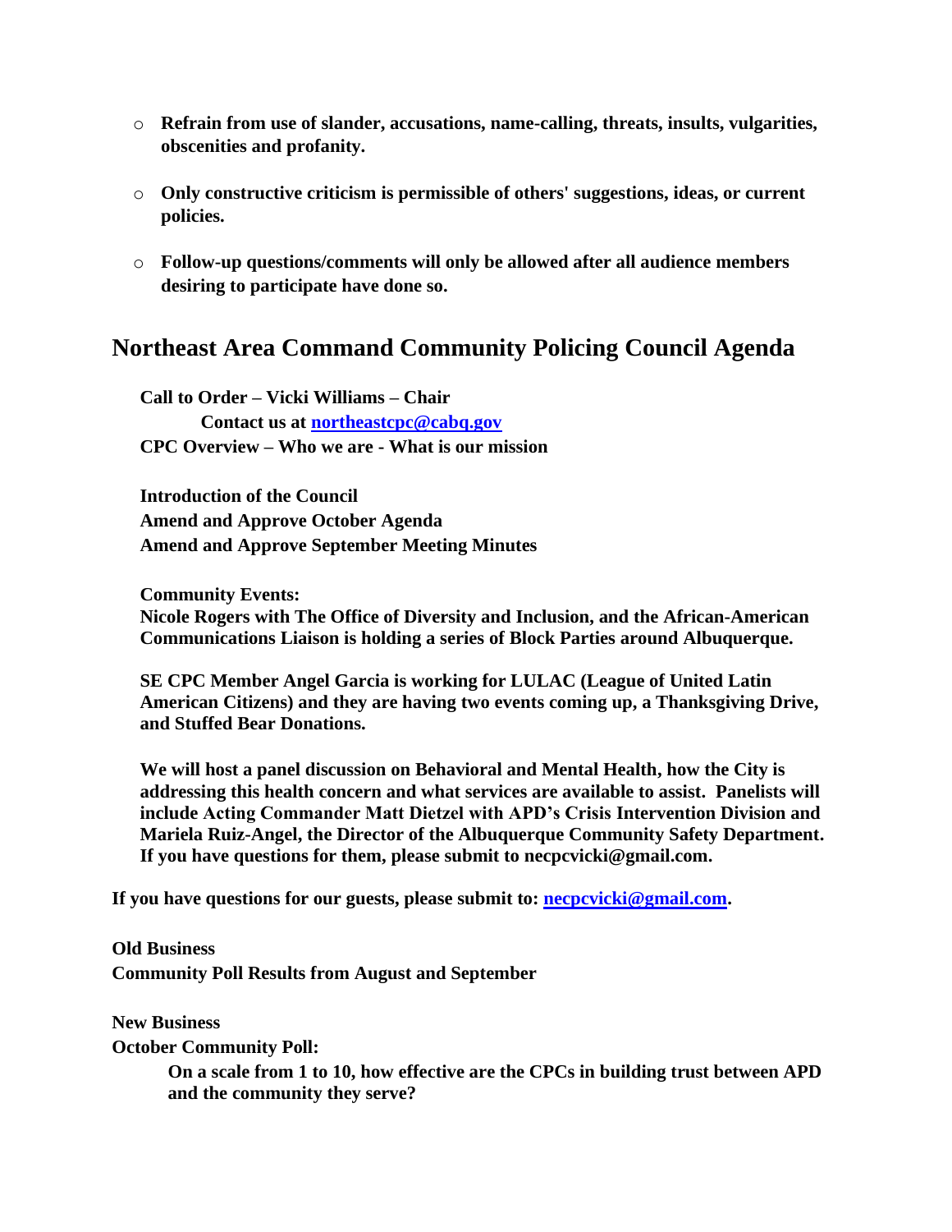- **Refrain from use of slander, accusations, name-calling, threats, insults, vulgarities, obscenities and profanity.**

- **Only constructive criticism is permissible of others' suggestions, ideas, or current policies.**

- **Follow-up questions/comments will only be allowed after all audience members desiring to participate have done so.**

## Northeast Area Command Community Policing Council Agenda

**Call to Order – Vicki Williams – Chair**

**Contact us at northeastcpc@cabq.gov**

**CPC Overview – Who we are - What is our mission**

**Introduction of the Council**

**Amend and Approve October Agenda**

**Amend and Approve September Meeting Minutes**

**Community Events:**

**Nicole Rogers with The Office of Diversity and Inclusion, and the African-American Communications Liaison is holding a series of Block Parties around Albuquerque.**

**SE CPC Member Angel Garcia is working for LULAC (League of United Latin American Citizens) and they are having two events coming up, a Thanksgiving Drive, and Stuffed Bear Donations.**

**We will host a panel discussion on Behavioral and Mental Health, how the City is addressing this health concern and what services are available to assist. Panelists will include Acting Commander Matt Dietzel with APD's Crisis Intervention Division and Mariela Ruiz-Angel, the Director of the Albuquerque Community Safety Department. If you have questions for them, please submit to necpcvicki@gmail.com.**

**If you have questions for our guests, please submit to: necpcvicki@gmail.com.**

**Old Business**

**Community Poll Results from August and September**

**New Business**

**October Community Poll:**

**On a scale from 1 to 10, how effective are the CPCs in building trust between APD and the community they serve?**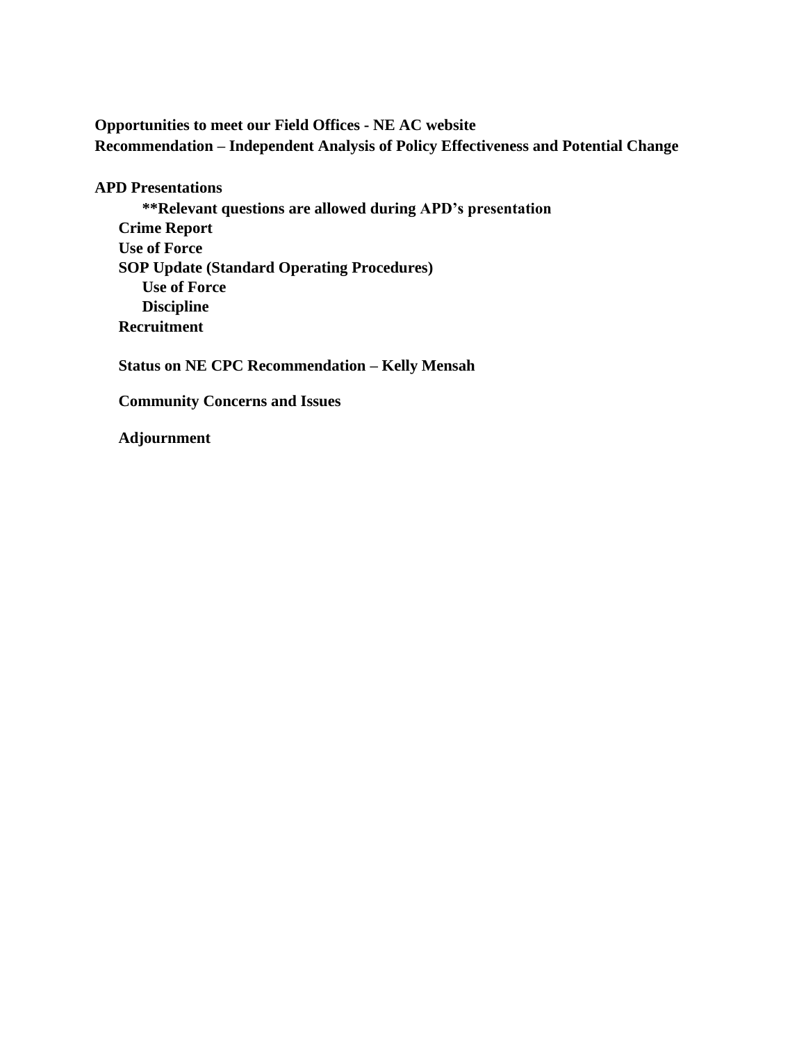**Opportunities to meet our Field Offices - NE AC website**
**Recommendation – Independent Analysis of Policy Effectiveness and Potential Change**

**APD Presentations**

- ****Relevant questions are allowed during APD's presentation**
- **Crime Report**
- **Use of Force**
- **SOP Update (Standard Operating Procedures)**
  - **Use of Force**
  - **Discipline**
- **Recruitment**

**Status on NE CPC Recommendation – Kelly Mensah**

**Community Concerns and Issues**

**Adjournment**